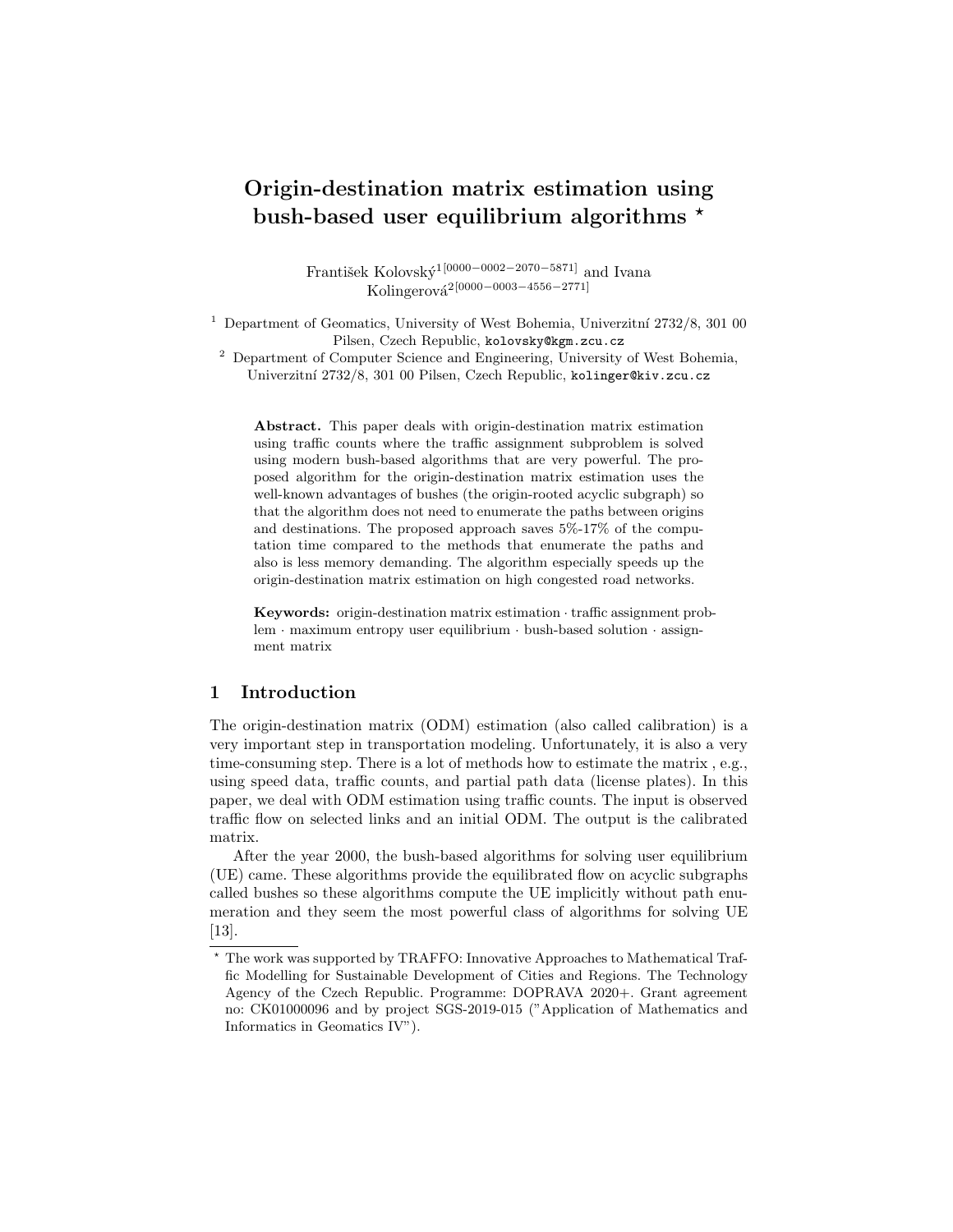# Origin-destination matrix estimation using bush-based user equilibrium algorithms *

František Kolovský[1[0000-0002-2070-5871]] and Ivana Kolingerová[2[0000-0003-4556-2771]]

[1] Department of Geomatics, University of West Bohemia, Univerzitní 2732/8, 301 00 Pilsen, Czech Republic, kolovsky@kgm.zcu.cz

[2] Department of Computer Science and Engineering, University of West Bohemia, Univerzitní 2732/8, 301 00 Pilsen, Czech Republic, kolinger@kiv.zcu.cz

**Abstract.** This paper deals with origin-destination matrix estimation using traffic counts where the traffic assignment subproblem is solved using modern bush-based algorithms that are very powerful. The proposed algorithm for the origin-destination matrix estimation uses the well-known advantages of bushes (the origin-rooted acyclic subgraph) so that the algorithm does not need to enumerate the paths between origins and destinations. The proposed approach saves 5%-17% of the computation time compared to the methods that enumerate the paths and also is less memory demanding. The algorithm especially speeds up the origin-destination matrix estimation on high congested road networks.

**Keywords:** origin-destination matrix estimation · traffic assignment problem · maximum entropy user equilibrium · bush-based solution · assignment matrix

## 1 Introduction

The origin-destination matrix (ODM) estimation (also called calibration) is a very important step in transportation modeling. Unfortunately, it is also a very time-consuming step. There is a lot of methods how to estimate the matrix , e.g., using speed data, traffic counts, and partial path data (license plates). In this paper, we deal with ODM estimation using traffic counts. The input is observed traffic flow on selected links and an initial ODM. The output is the calibrated matrix.

After the year 2000, the bush-based algorithms for solving user equilibrium (UE) came. These algorithms provide the equilibrated flow on acyclic subgraphs called bushes so these algorithms compute the UE implicitly without path enumeration and they seem the most powerful class of algorithms for solving UE [13].

* The work was supported by TRAFFO: Innovative Approaches to Mathematical Traffic Modelling for Sustainable Development of Cities and Regions. The Technology Agency of the Czech Republic. Programme: DOPRAVA 2020+. Grant agreement no: CK01000096 and by project SGS-2019-015 ("Application of Mathematics and Informatics in Geomatics IV").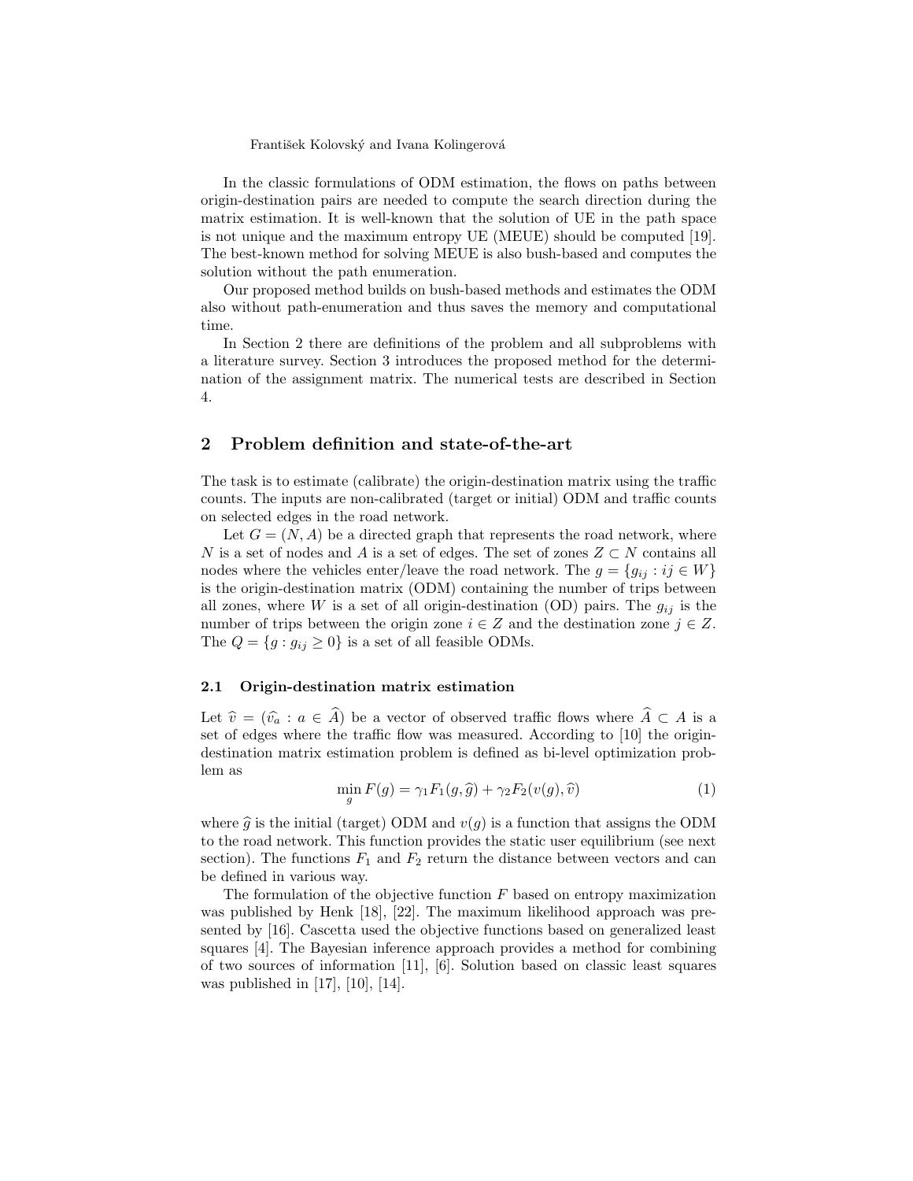In the classic formulations of ODM estimation, the flows on paths between origin-destination pairs are needed to compute the search direction during the matrix estimation. It is well-known that the solution of UE in the path space is not unique and the maximum entropy UE (MEUE) should be computed [19]. The best-known method for solving MEUE is also bush-based and computes the solution without the path enumeration.

Our proposed method builds on bush-based methods and estimates the ODM also without path-enumeration and thus saves the memory and computational time.

In Section 2 there are definitions of the problem and all subproblems with a literature survey. Section 3 introduces the proposed method for the determination of the assignment matrix. The numerical tests are described in Section 4.

## 2 Problem definition and state-of-the-art

The task is to estimate (calibrate) the origin-destination matrix using the traffic counts. The inputs are non-calibrated (target or initial) ODM and traffic counts on selected edges in the road network.

Let $G = (N, A)$ be a directed graph that represents the road network, where $N$ is a set of nodes and $A$ is a set of edges. The set of zones $Z \subset N$ contains all nodes where the vehicles enter/leave the road network. The $g = \{g_{ij} : ij \in W\}$ is the origin-destination matrix (ODM) containing the number of trips between all zones, where $W$ is a set of all origin-destination (OD) pairs. The $g_{ij}$ is the number of trips between the origin zone $i \in Z$ and the destination zone $j \in Z$. The $Q = \{g : g_{ij} \geq 0\}$ is a set of all feasible ODMs.

### 2.1 Origin-destination matrix estimation

Let $\widehat{v} = (\widehat{v_a} : a \in \widehat{A})$ be a vector of observed traffic flows where $\widehat{A} \subset A$ is a set of edges where the traffic flow was measured. According to [10] the origin-destination matrix estimation problem is defined as bi-level optimization problem as

$$\min_{g} F(g) = \gamma_1 F_1(g, \widehat{g}) + \gamma_2 F_2(v(g), \widehat{v}) \tag{1}$$

where $\widehat{g}$ is the initial (target) ODM and $v(g)$ is a function that assigns the ODM to the road network. This function provides the static user equilibrium (see next section). The functions $F_1$ and $F_2$ return the distance between vectors and can be defined in various way.

The formulation of the objective function $F$ based on entropy maximization was published by Henk [18], [22]. The maximum likelihood approach was presented by [16]. Cascetta used the objective functions based on generalized least squares [4]. The Bayesian inference approach provides a method for combining of two sources of information [11], [6]. Solution based on classic least squares was published in [17], [10], [14].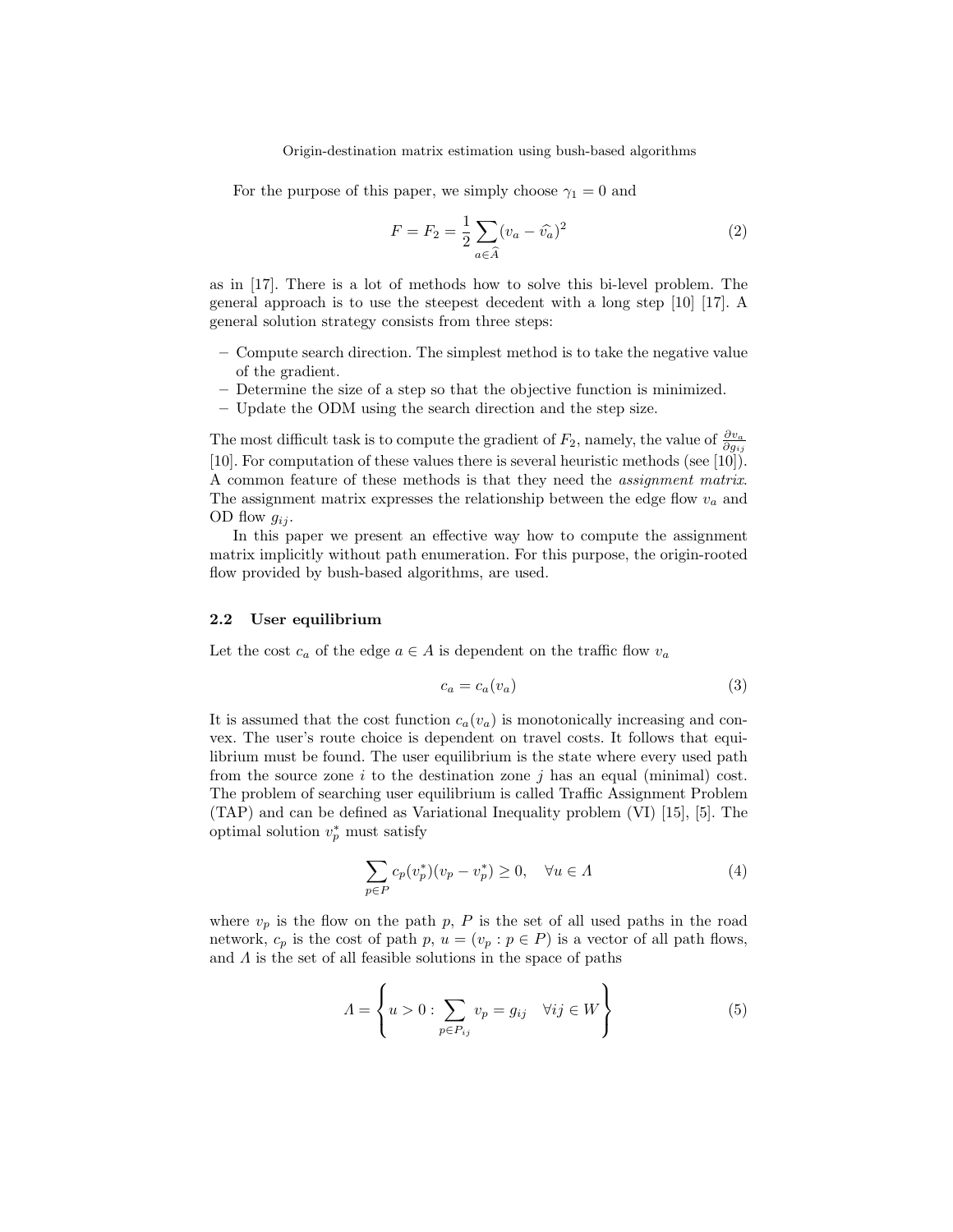For the purpose of this paper, we simply choose $\gamma_1 = 0$ and

$$F = F_2 = \frac{1}{2} \sum_{a \in \widehat{A}} (v_a - \widehat{v_a})^2 \tag{2}$$

as in [17]. There is a lot of methods how to solve this bi-level problem. The general approach is to use the steepest decedent with a long step [10] [17]. A general solution strategy consists from three steps:

- Compute search direction. The simplest method is to take the negative value of the gradient.
- Determine the size of a step so that the objective function is minimized.
- Update the ODM using the search direction and the step size.

The most difficult task is to compute the gradient of $F_2$, namely, the value of $\frac{\partial v_a}{\partial g_{ij}}$ [10]. For computation of these values there is several heuristic methods (see [10]). A common feature of these methods is that they need the *assignment matrix*. The assignment matrix expresses the relationship between the edge flow $v_a$ and OD flow $g_{ij}$.

In this paper we present an effective way how to compute the assignment matrix implicitly without path enumeration. For this purpose, the origin-rooted flow provided by bush-based algorithms, are used.

### 2.2 User equilibrium

Let the cost $c_a$ of the edge $a \in A$ is dependent on the traffic flow $v_a$

$$c_a = c_a(v_a) \tag{3}$$

It is assumed that the cost function $c_a(v_a)$ is monotonically increasing and convex. The user's route choice is dependent on travel costs. It follows that equilibrium must be found. The user equilibrium is the state where every used path from the source zone $i$ to the destination zone $j$ has an equal (minimal) cost. The problem of searching user equilibrium is called Traffic Assignment Problem (TAP) and can be defined as Variational Inequality problem (VI) [15], [5]. The optimal solution $v_p^*$ must satisfy

$$\sum_{p \in P} c_p(v_p^*)(v_p - v_p^*) \geq 0, \quad \forall u \in \Lambda \tag{4}$$

where $v_p$ is the flow on the path $p$, $P$ is the set of all used paths in the road network, $c_p$ is the cost of path $p$, $u = (v_p : p \in P)$ is a vector of all path flows, and $\Lambda$ is the set of all feasible solutions in the space of paths

$$\Lambda = \left\{ u > 0 : \sum_{p \in P_{ij}} v_p = g_{ij} \quad \forall ij \in W \right\} \tag{5}$$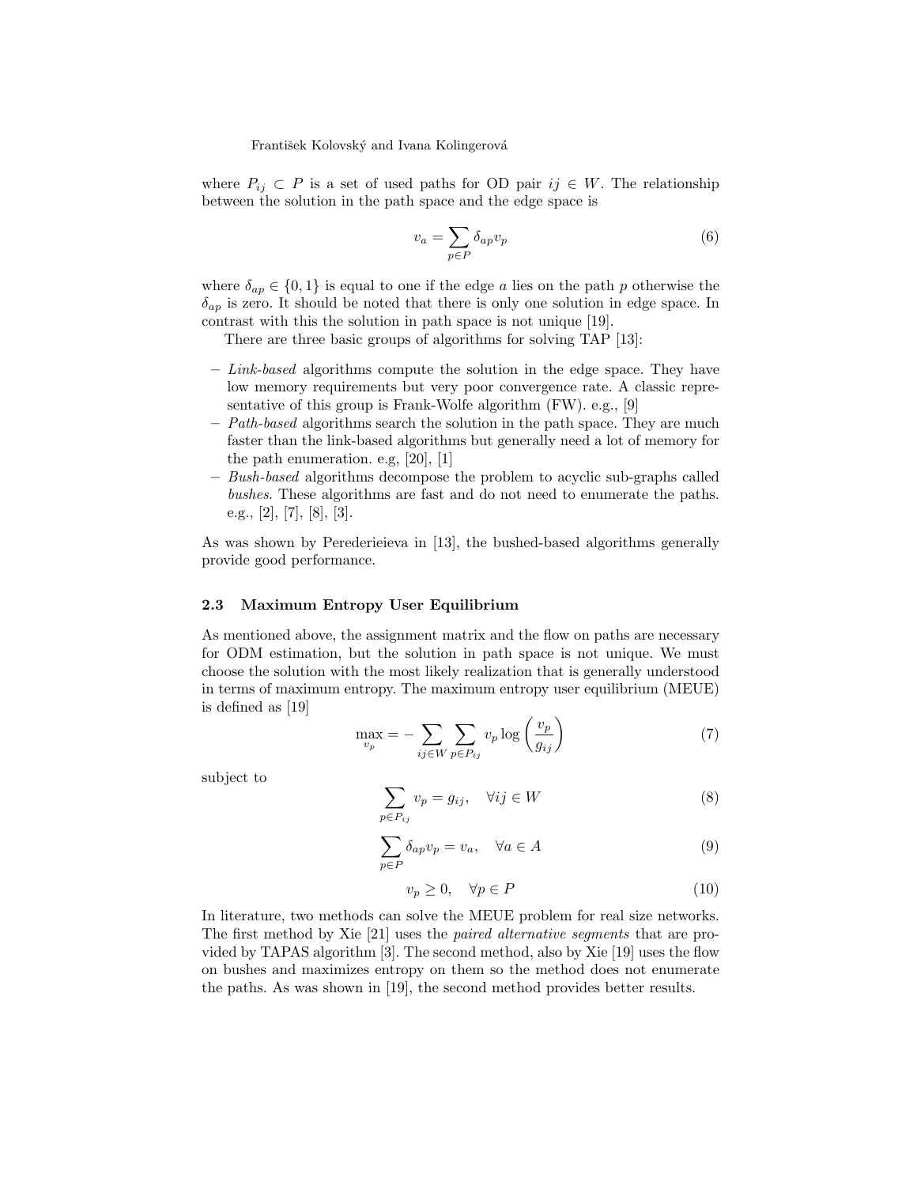where $P_{ij} \subset P$ is a set of used paths for OD pair $ij \in W$. The relationship between the solution in the path space and the edge space is

$$v_a = \sum_{p \in P} \delta_{ap} v_p \tag{6}$$

where $\delta_{ap} \in \{0, 1\}$ is equal to one if the edge $a$ lies on the path $p$ otherwise the $\delta_{ap}$ is zero. It should be noted that there is only one solution in edge space. In contrast with this the solution in path space is not unique [19].

There are three basic groups of algorithms for solving TAP [13]:

- *Link-based* algorithms compute the solution in the edge space. They have low memory requirements but very poor convergence rate. A classic representative of this group is Frank-Wolfe algorithm (FW). e.g., [9]
- *Path-based* algorithms search the solution in the path space. They are much faster than the link-based algorithms but generally need a lot of memory for the path enumeration. e.g, [20], [1]
- *Bush-based* algorithms decompose the problem to acyclic sub-graphs called *bushes*. These algorithms are fast and do not need to enumerate the paths. e.g., [2], [7], [8], [3].

As was shown by Perederieieva in [13], the bushed-based algorithms generally provide good performance.

### 2.3 Maximum Entropy User Equilibrium

As mentioned above, the assignment matrix and the flow on paths are necessary for ODM estimation, but the solution in path space is not unique. We must choose the solution with the most likely realization that is generally understood in terms of maximum entropy. The maximum entropy user equilibrium (MEUE) is defined as [19]

$$\max_{v_p} = -\sum_{ij \in W} \sum_{p \in P_{ij}} v_p \log\left(\frac{v_p}{g_{ij}}\right) \tag{7}$$

subject to

$$\sum_{p \in P_{ij}} v_p = g_{ij}, \quad \forall ij \in W \tag{8}$$

$$\sum_{p \in P} \delta_{ap} v_p = v_a, \quad \forall a \in A \tag{9}$$

$$v_p \geq 0, \quad \forall p \in P \tag{10}$$

In literature, two methods can solve the MEUE problem for real size networks. The first method by Xie [21] uses the *paired alternative segments* that are provided by TAPAS algorithm [3]. The second method, also by Xie [19] uses the flow on bushes and maximizes entropy on them so the method does not enumerate the paths. As was shown in [19], the second method provides better results.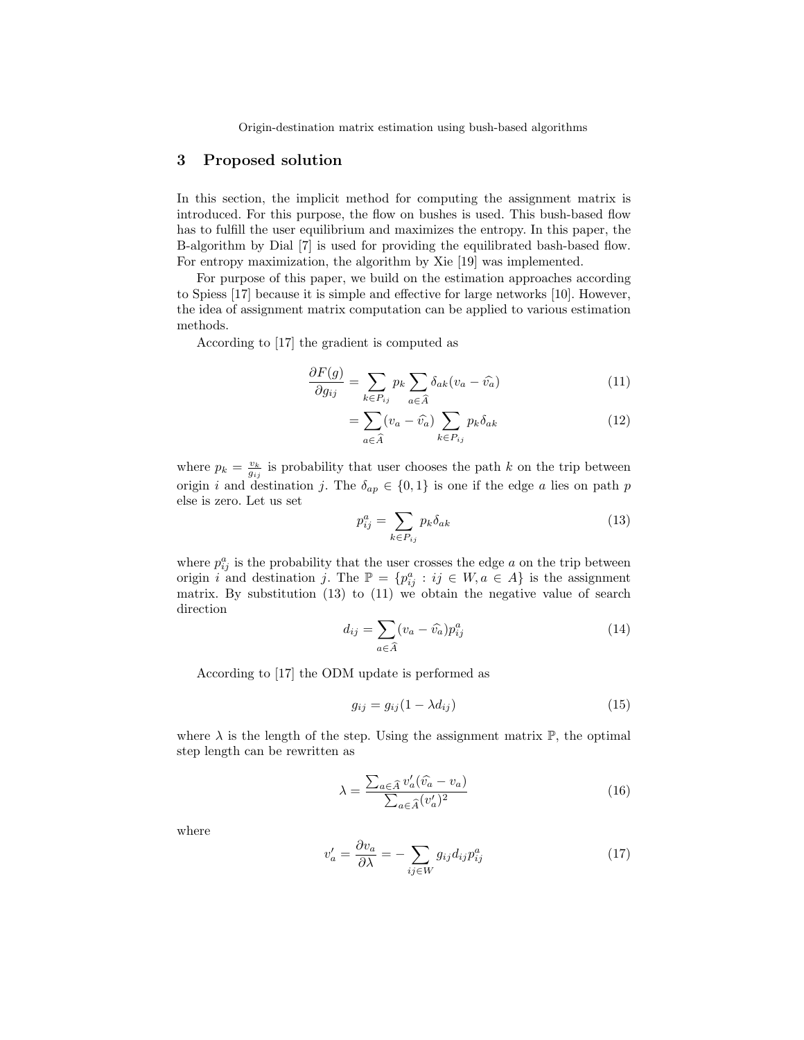## 3 Proposed solution

In this section, the implicit method for computing the assignment matrix is introduced. For this purpose, the flow on bushes is used. This bush-based flow has to fulfill the user equilibrium and maximizes the entropy. In this paper, the B-algorithm by Dial [7] is used for providing the equilibrated bash-based flow. For entropy maximization, the algorithm by Xie [19] was implemented.

For purpose of this paper, we build on the estimation approaches according to Spiess [17] because it is simple and effective for large networks [10]. However, the idea of assignment matrix computation can be applied to various estimation methods.

According to [17] the gradient is computed as

$$\frac{\partial F(g)}{\partial g_{ij}} = \sum_{k \in P_{ij}} p_k \sum_{a \in \widehat{A}} \delta_{ak}(v_a - \widehat{v_a}) \tag{11}$$

$$= \sum_{a \in \widehat{A}} (v_a - \widehat{v_a}) \sum_{k \in P_{ij}} p_k \delta_{ak} \tag{12}$$

where $p_k = \frac{v_k}{g_{ij}}$ is probability that user chooses the path $k$ on the trip between origin $i$ and destination $j$. The $\delta_{ap} \in \{0, 1\}$ is one if the edge $a$ lies on path $p$ else is zero. Let us set

$$p^a_{ij} = \sum_{k \in P_{ij}} p_k \delta_{ak} \tag{13}$$

where $p^a_{ij}$ is the probability that the user crosses the edge $a$ on the trip between origin $i$ and destination $j$. The $\mathbb{P} = \{p^a_{ij} : ij \in W, a \in A\}$ is the assignment matrix. By substitution (13) to (11) we obtain the negative value of search direction

$$d_{ij} = \sum_{a \in \widehat{A}} (v_a - \widehat{v_a}) p^a_{ij} \tag{14}$$

According to [17] the ODM update is performed as

$$g_{ij} = g_{ij}(1 - \lambda d_{ij}) \tag{15}$$

where $\lambda$ is the length of the step. Using the assignment matrix $\mathbb{P}$, the optimal step length can be rewritten as

$$\lambda = \frac{\sum_{a \in \widehat{A}} v'_a(\widehat{v_a} - v_a)}{\sum_{a \in \widehat{A}} (v'_a)^2} \tag{16}$$

where

$$v'_a = \frac{\partial v_a}{\partial \lambda} = -\sum_{ij \in W} g_{ij} d_{ij} p^a_{ij} \tag{17}$$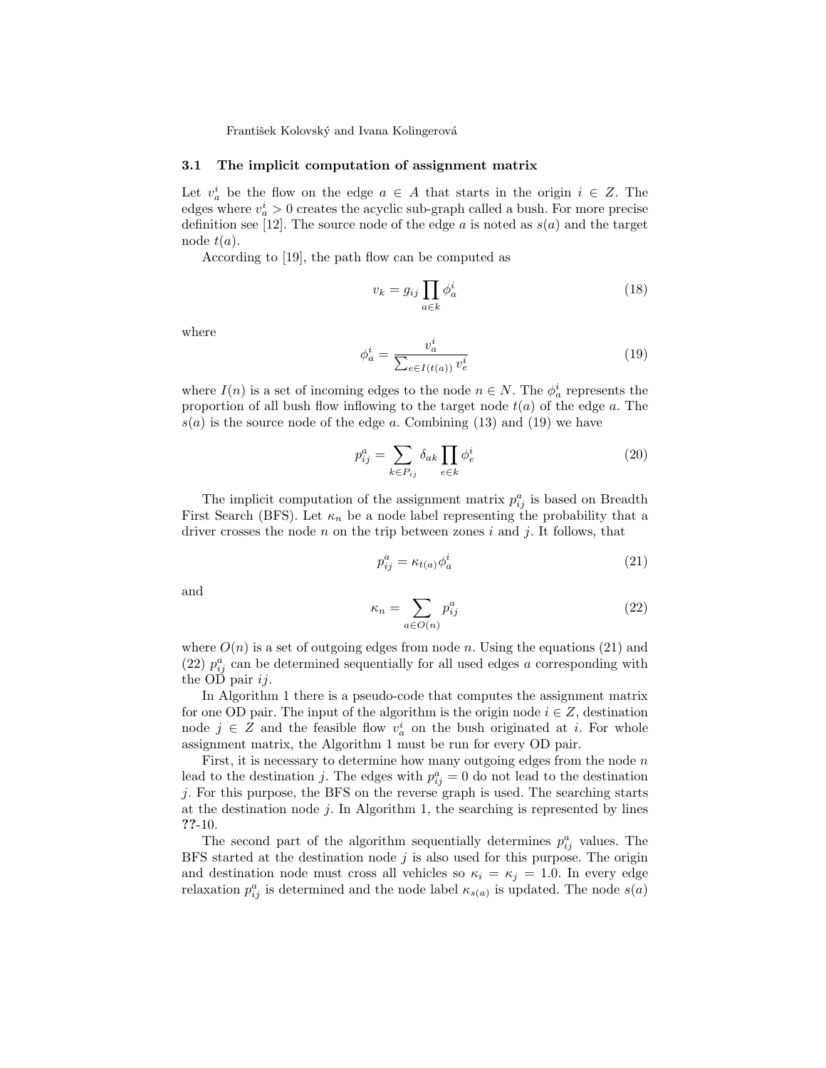### 3.1 The implicit computation of assignment matrix

Let $v_a^i$ be the flow on the edge $a \in A$ that starts in the origin $i \in Z$. The edges where $v_a^i > 0$ creates the acyclic sub-graph called a bush. For more precise definition see [12]. The source node of the edge $a$ is noted as $s(a)$ and the target node $t(a)$.

According to [19], the path flow can be computed as

$$v_k = g_{ij} \prod_{a \in k} \phi_a^i \tag{18}$$

where

$$\phi_a^i = \frac{v_a^i}{\sum_{e \in I(t(a))} v_e^i} \tag{19}$$

where $I(n)$ is a set of incoming edges to the node $n \in N$. The $\phi_a^i$ represents the proportion of all bush flow inflowing to the target node $t(a)$ of the edge $a$. The $s(a)$ is the source node of the edge $a$. Combining (13) and (19) we have

$$p_{ij}^a = \sum_{k \in P_{ij}} \delta_{ak} \prod_{e \in k} \phi_e^i \tag{20}$$

The implicit computation of the assignment matrix $p_{ij}^a$ is based on Breadth First Search (BFS). Let $\kappa_n$ be a node label representing the probability that a driver crosses the node $n$ on the trip between zones $i$ and $j$. It follows, that

$$p_{ij}^a = \kappa_{t(a)} \phi_a^i \tag{21}$$

and

$$\kappa_n = \sum_{a \in O(n)} p_{ij}^a \tag{22}$$

where $O(n)$ is a set of outgoing edges from node $n$. Using the equations (21) and (22) $p_{ij}^a$ can be determined sequentially for all used edges $a$ corresponding with the OD pair $ij$.

In Algorithm 1 there is a pseudo-code that computes the assignment matrix for one OD pair. The input of the algorithm is the origin node $i \in Z$, destination node $j \in Z$ and the feasible flow $v_a^i$ on the bush originated at $i$. For whole assignment matrix, the Algorithm 1 must be run for every OD pair.

First, it is necessary to determine how many outgoing edges from the node $n$ lead to the destination $j$. The edges with $p_{ij}^a = 0$ do not lead to the destination $j$. For this purpose, the BFS on the reverse graph is used. The searching starts at the destination node $j$. In Algorithm 1, the searching is represented by lines **??**-10.

The second part of the algorithm sequentially determines $p_{ij}^a$ values. The BFS started at the destination node $j$ is also used for this purpose. The origin and destination node must cross all vehicles so $\kappa_i = \kappa_j = 1.0$. In every edge relaxation $p_{ij}^a$ is determined and the node label $\kappa_{s(a)}$ is updated. The node $s(a)$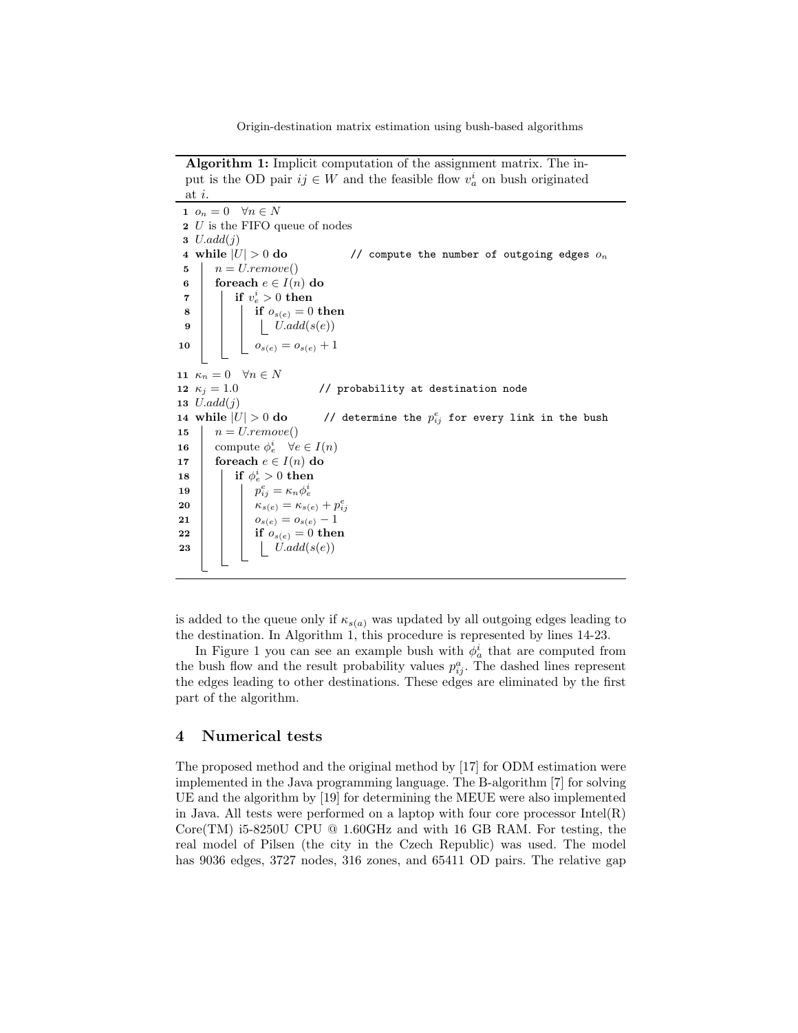**Algorithm 1:** Implicit computation of the assignment matrix. The input is the OD pair $ij \in W$ and the feasible flow $v_a^i$ on bush originated at $i$.

```
1  o_n = 0   ∀n ∈ N
2  U is the FIFO queue of nodes
3  U.add(j)
4  while |U| > 0 do          // compute the number of outgoing edges o_n
5      n = U.remove()
6      foreach e ∈ I(n) do
7          if v_e^i > 0 then
8              if o_{s(e)} = 0 then
9                  U.add(s(e))
10             o_{s(e)} = o_{s(e)} + 1
11 κ_n = 0   ∀n ∈ N
12 κ_j = 1.0                 // probability at destination node
13 U.add(j)
14 while |U| > 0 do          // determine the p_ij^e for every link in the bush
15     n = U.remove()
16     compute φ_e^i   ∀e ∈ I(n)
17     foreach e ∈ I(n) do
18         if φ_e^i > 0 then
19             p_ij^e = κ_n φ_e^i
20             κ_{s(e)} = κ_{s(e)} + p_ij^e
21             o_{s(e)} = o_{s(e)} − 1
22             if o_{s(e)} = 0 then
23                 U.add(s(e))
```

is added to the queue only if $\kappa_{s(a)}$ was updated by all outgoing edges leading to the destination. In Algorithm 1, this procedure is represented by lines 14-23.

In Figure 1 you can see an example bush with $\phi_a^i$ that are computed from the bush flow and the result probability values $p_{ij}^a$. The dashed lines represent the edges leading to other destinations. These edges are eliminated by the first part of the algorithm.

## 4 Numerical tests

The proposed method and the original method by [17] for ODM estimation were implemented in the Java programming language. The B-algorithm [7] for solving UE and the algorithm by [19] for determining the MEUE were also implemented in Java. All tests were performed on a laptop with four core processor Intel(R) Core(TM) i5-8250U CPU @ 1.60GHz and with 16 GB RAM. For testing, the real model of Pilsen (the city in the Czech Republic) was used. The model has 9036 edges, 3727 nodes, 316 zones, and 65411 OD pairs. The relative gap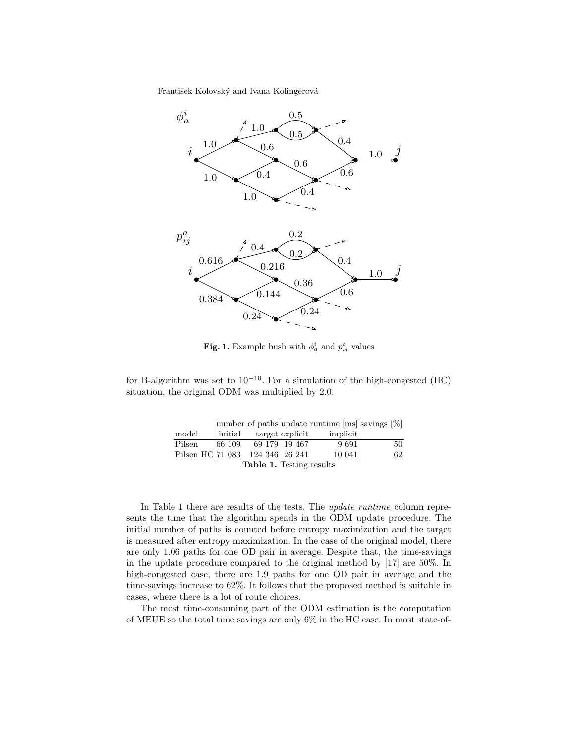Fig. 1. Example bush with $\phi_a^i$ and $p_{ij}^a$ values

for B-algorithm was set to $10^{-10}$. For a simulation of the high-congested (HC) situation, the original ODM was multiplied by 2.0.

| model | number of paths initial | target | update runtime [ms] explicit | implicit | savings [%] |
|---|---|---|---|---|---|
| Pilsen | 66 109 | 69 179 | 19 467 | 9 691 | 50 |
| Pilsen HC | 71 083 | 124 346 | 26 241 | 10 041 | 62 |

**Table 1.** Testing results

In Table 1 there are results of the tests. The *update runtime* column represents the time that the algorithm spends in the ODM update procedure. The initial number of paths is counted before entropy maximization and the target is measured after entropy maximization. In the case of the original model, there are only 1.06 paths for one OD pair in average. Despite that, the time-savings in the update procedure compared to the original method by [17] are 50%. In high-congested case, there are 1.9 paths for one OD pair in average and the time-savings increase to 62%. It follows that the proposed method is suitable in cases, where there is a lot of route choices.

The most time-consuming part of the ODM estimation is the computation of MEUE so the total time savings are only 6% in the HC case. In most state-of-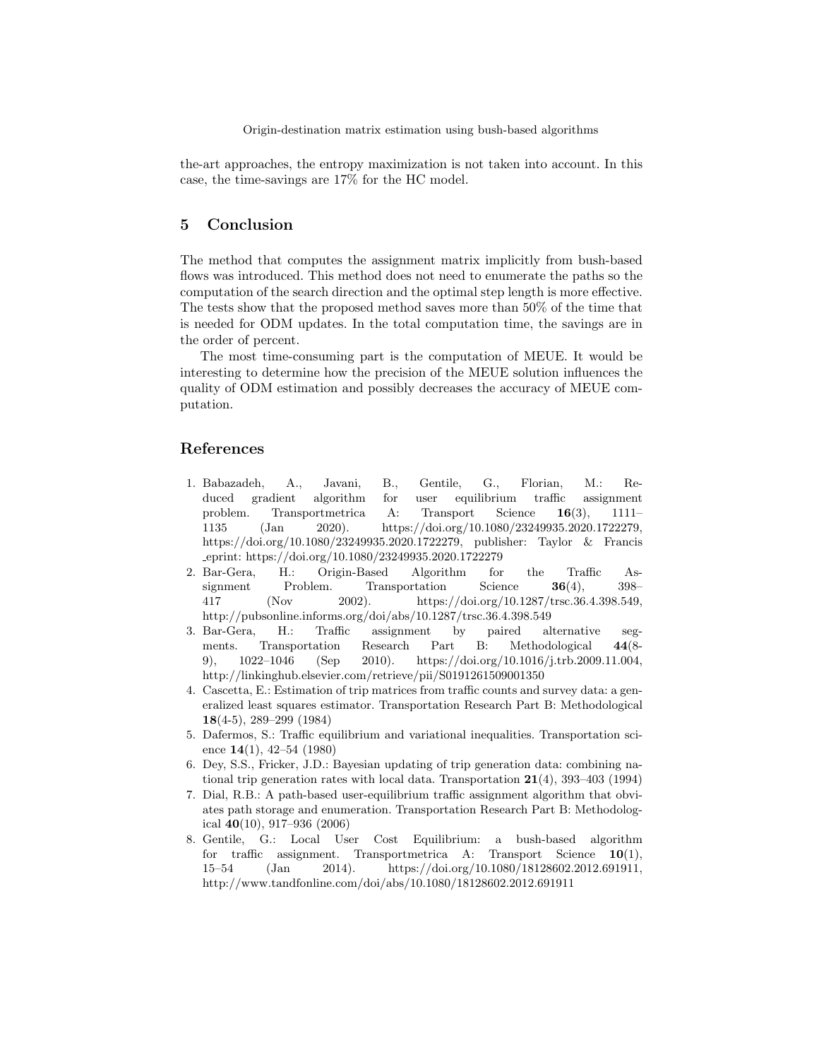the-art approaches, the entropy maximization is not taken into account. In this case, the time-savings are 17% for the HC model.

## 5 Conclusion

The method that computes the assignment matrix implicitly from bush-based flows was introduced. This method does not need to enumerate the paths so the computation of the search direction and the optimal step length is more effective. The tests show that the proposed method saves more than 50% of the time that is needed for ODM updates. In the total computation time, the savings are in the order of percent.

The most time-consuming part is the computation of MEUE. It would be interesting to determine how the precision of the MEUE solution influences the quality of ODM estimation and possibly decreases the accuracy of MEUE computation.

## References

1. Babazadeh, A., Javani, B., Gentile, G., Florian, M.: Reduced gradient algorithm for user equilibrium traffic assignment problem. Transportmetrica A: Transport Science **16**(3), 1111–1135 (Jan 2020). https://doi.org/10.1080/23249935.2020.1722279, https://doi.org/10.1080/23249935.2020.1722279, publisher: Taylor & Francis _eprint: https://doi.org/10.1080/23249935.2020.1722279
2. Bar-Gera, H.: Origin-Based Algorithm for the Traffic Assignment Problem. Transportation Science **36**(4), 398–417 (Nov 2002). https://doi.org/10.1287/trsc.36.4.398.549, http://pubsonline.informs.org/doi/abs/10.1287/trsc.36.4.398.549
3. Bar-Gera, H.: Traffic assignment by paired alternative segments. Transportation Research Part B: Methodological **44**(8-9), 1022–1046 (Sep 2010). https://doi.org/10.1016/j.trb.2009.11.004, http://linkinghub.elsevier.com/retrieve/pii/S0191261509001350
4. Cascetta, E.: Estimation of trip matrices from traffic counts and survey data: a generalized least squares estimator. Transportation Research Part B: Methodological **18**(4-5), 289–299 (1984)
5. Dafermos, S.: Traffic equilibrium and variational inequalities. Transportation science **14**(1), 42–54 (1980)
6. Dey, S.S., Fricker, J.D.: Bayesian updating of trip generation data: combining national trip generation rates with local data. Transportation **21**(4), 393–403 (1994)
7. Dial, R.B.: A path-based user-equilibrium traffic assignment algorithm that obviates path storage and enumeration. Transportation Research Part B: Methodological **40**(10), 917–936 (2006)
8. Gentile, G.: Local User Cost Equilibrium: a bush-based algorithm for traffic assignment. Transportmetrica A: Transport Science **10**(1), 15–54 (Jan 2014). https://doi.org/10.1080/18128602.2012.691911, http://www.tandfonline.com/doi/abs/10.1080/18128602.2012.691911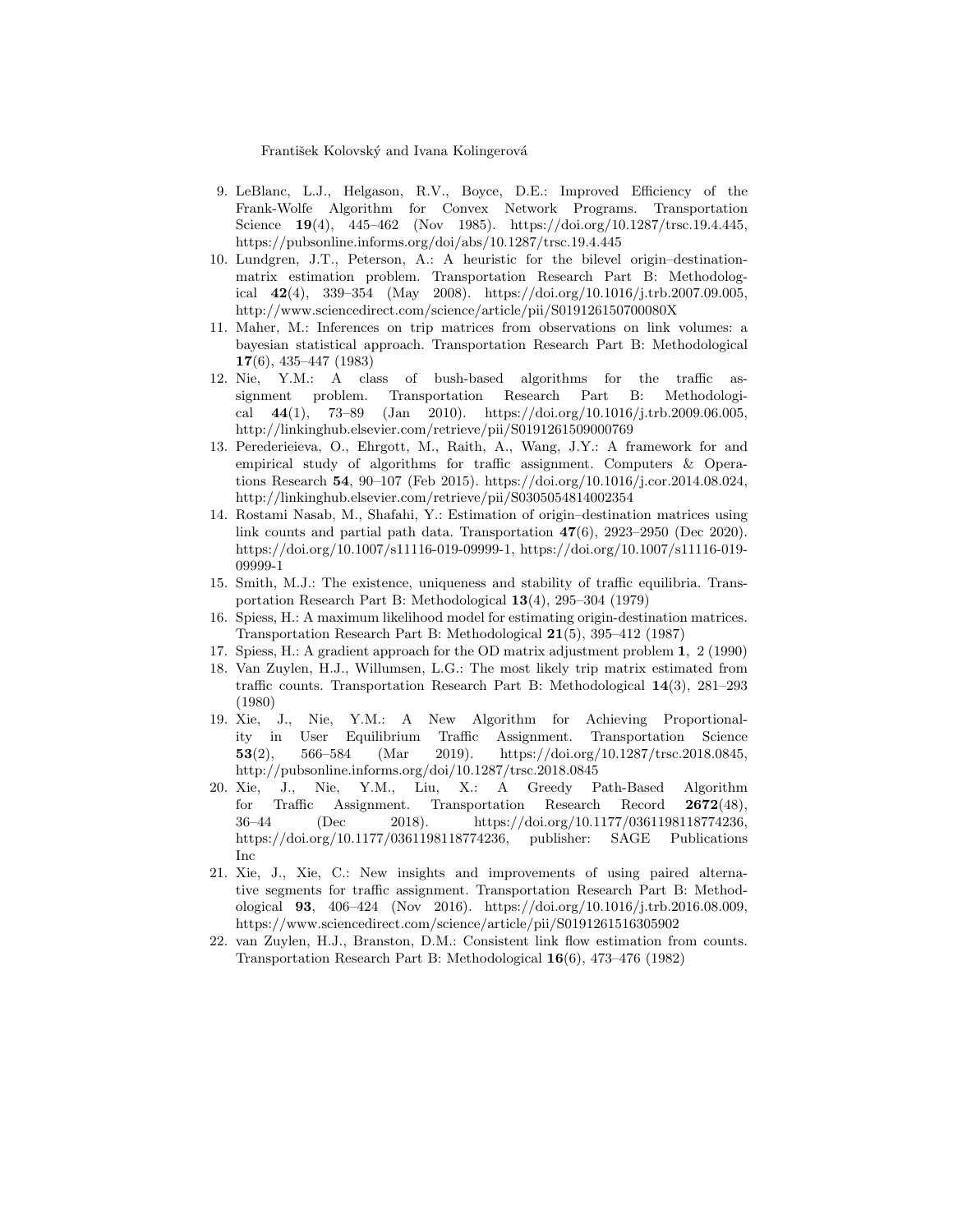9. LeBlanc, L.J., Helgason, R.V., Boyce, D.E.: Improved Efficiency of the Frank-Wolfe Algorithm for Convex Network Programs. Transportation Science **19**(4), 445–462 (Nov 1985). https://doi.org/10.1287/trsc.19.4.445, https://pubsonline.informs.org/doi/abs/10.1287/trsc.19.4.445
10. Lundgren, J.T., Peterson, A.: A heuristic for the bilevel origin–destination-matrix estimation problem. Transportation Research Part B: Methodological **42**(4), 339–354 (May 2008). https://doi.org/10.1016/j.trb.2007.09.005, http://www.sciencedirect.com/science/article/pii/S019126150700080X
11. Maher, M.: Inferences on trip matrices from observations on link volumes: a bayesian statistical approach. Transportation Research Part B: Methodological **17**(6), 435–447 (1983)
12. Nie, Y.M.: A class of bush-based algorithms for the traffic assignment problem. Transportation Research Part B: Methodological **44**(1), 73–89 (Jan 2010). https://doi.org/10.1016/j.trb.2009.06.005, http://linkinghub.elsevier.com/retrieve/pii/S0191261509000769
13. Perederieieva, O., Ehrgott, M., Raith, A., Wang, J.Y.: A framework for and empirical study of algorithms for traffic assignment. Computers & Operations Research **54**, 90–107 (Feb 2015). https://doi.org/10.1016/j.cor.2014.08.024, http://linkinghub.elsevier.com/retrieve/pii/S0305054814002354
14. Rostami Nasab, M., Shafahi, Y.: Estimation of origin–destination matrices using link counts and partial path data. Transportation **47**(6), 2923–2950 (Dec 2020). https://doi.org/10.1007/s11116-019-09999-1, https://doi.org/10.1007/s11116-019-09999-1
15. Smith, M.J.: The existence, uniqueness and stability of traffic equilibria. Transportation Research Part B: Methodological **13**(4), 295–304 (1979)
16. Spiess, H.: A maximum likelihood model for estimating origin-destination matrices. Transportation Research Part B: Methodological **21**(5), 395–412 (1987)
17. Spiess, H.: A gradient approach for the OD matrix adjustment problem **1**, 2 (1990)
18. Van Zuylen, H.J., Willumsen, L.G.: The most likely trip matrix estimated from traffic counts. Transportation Research Part B: Methodological **14**(3), 281–293 (1980)
19. Xie, J., Nie, Y.M.: A New Algorithm for Achieving Proportionality in User Equilibrium Traffic Assignment. Transportation Science **53**(2), 566–584 (Mar 2019). https://doi.org/10.1287/trsc.2018.0845, http://pubsonline.informs.org/doi/10.1287/trsc.2018.0845
20. Xie, J., Nie, Y.M., Liu, X.: A Greedy Path-Based Algorithm for Traffic Assignment. Transportation Research Record **2672**(48), 36–44 (Dec 2018). https://doi.org/10.1177/0361198118774236, https://doi.org/10.1177/0361198118774236, publisher: SAGE Publications Inc
21. Xie, J., Xie, C.: New insights and improvements of using paired alternative segments for traffic assignment. Transportation Research Part B: Methodological **93**, 406–424 (Nov 2016). https://doi.org/10.1016/j.trb.2016.08.009, https://www.sciencedirect.com/science/article/pii/S0191261516305902
22. van Zuylen, H.J., Branston, D.M.: Consistent link flow estimation from counts. Transportation Research Part B: Methodological **16**(6), 473–476 (1982)